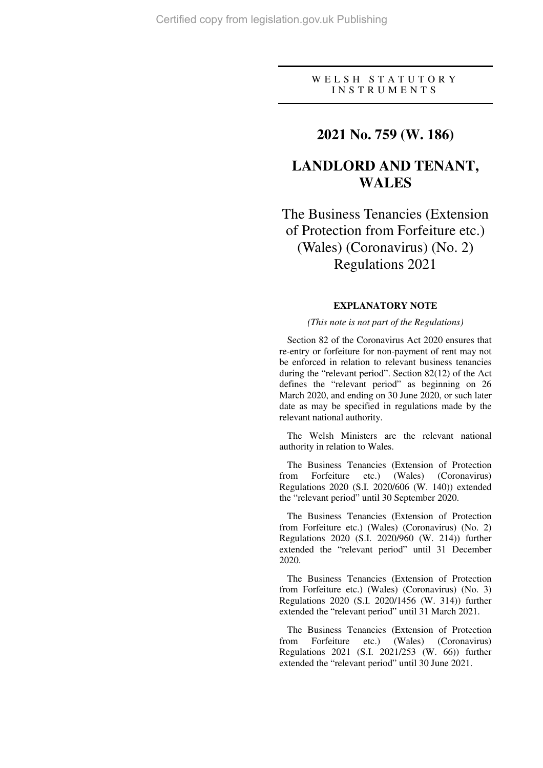WELSH STATUTORY INSTRUMENTS

# 2021 No. 759 (W. 186)

# LANDLORD AND TENANT, WALES

## The Business Tenancies (Extension of Protection from Forfeiture etc.) (Wales) (Coronavirus) (No. 2) Regulations 2021

### EXPLANATORY NOTE

*(This note is not part of the Regulations)*

Section 82 of the Coronavirus Act 2020 ensures that re-entry or forfeiture for non-payment of rent may not be enforced in relation to relevant business tenancies during the "relevant period". Section 82(12) of the Act defines the "relevant period" as beginning on 26 March 2020, and ending on 30 June 2020, or such later date as may be specified in regulations made by the relevant national authority.

The Welsh Ministers are the relevant national authority in relation to Wales.

The Business Tenancies (Extension of Protection from Forfeiture etc.) (Wales) (Coronavirus) Regulations 2020 (S.I. 2020/606 (W. 140)) extended the "relevant period" until 30 September 2020.

The Business Tenancies (Extension of Protection from Forfeiture etc.) (Wales) (Coronavirus) (No. 2) Regulations 2020 (S.I. 2020/960 (W. 214)) further extended the "relevant period" until 31 December 2020.

The Business Tenancies (Extension of Protection from Forfeiture etc.) (Wales) (Coronavirus) (No. 3) Regulations 2020 (S.I. 2020/1456 (W. 314)) further extended the "relevant period" until 31 March 2021.

The Business Tenancies (Extension of Protection from Forfeiture etc.) (Wales) (Coronavirus) Regulations 2021 (S.I. 2021/253 (W. 66)) further extended the "relevant period" until 30 June 2021.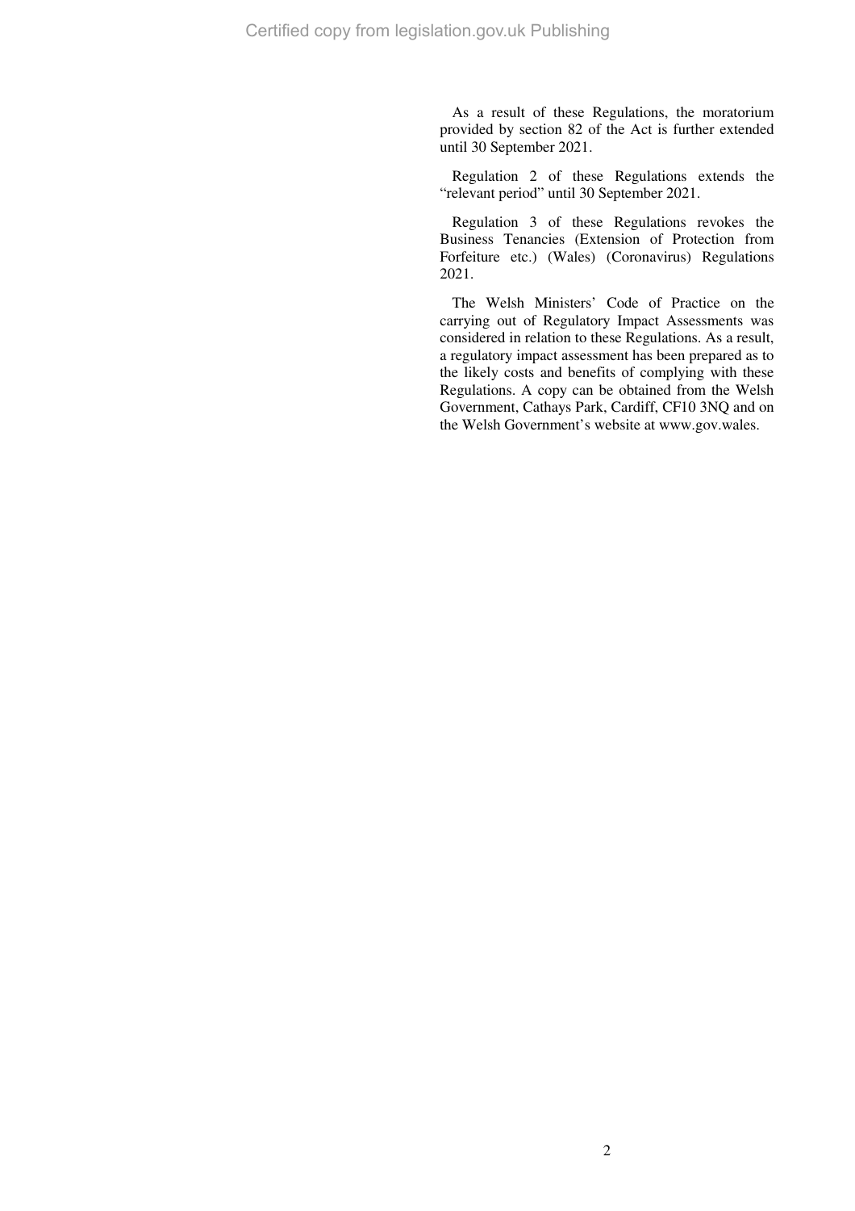As a result of these Regulations, the moratorium provided by section 82 of the Act is further extended until 30 September 2021.

Regulation 2 of these Regulations extends the "relevant period" until 30 September 2021.

Regulation 3 of these Regulations revokes the Business Tenancies (Extension of Protection from Forfeiture etc.) (Wales) (Coronavirus) Regulations 2021.

The Welsh Ministers' Code of Practice on the carrying out of Regulatory Impact Assessments was considered in relation to these Regulations. As a result, a regulatory impact assessment has been prepared as to the likely costs and benefits of complying with these Regulations. A copy can be obtained from the Welsh Government, Cathays Park, Cardiff, CF10 3NQ and on the Welsh Government's website at www.gov.wales.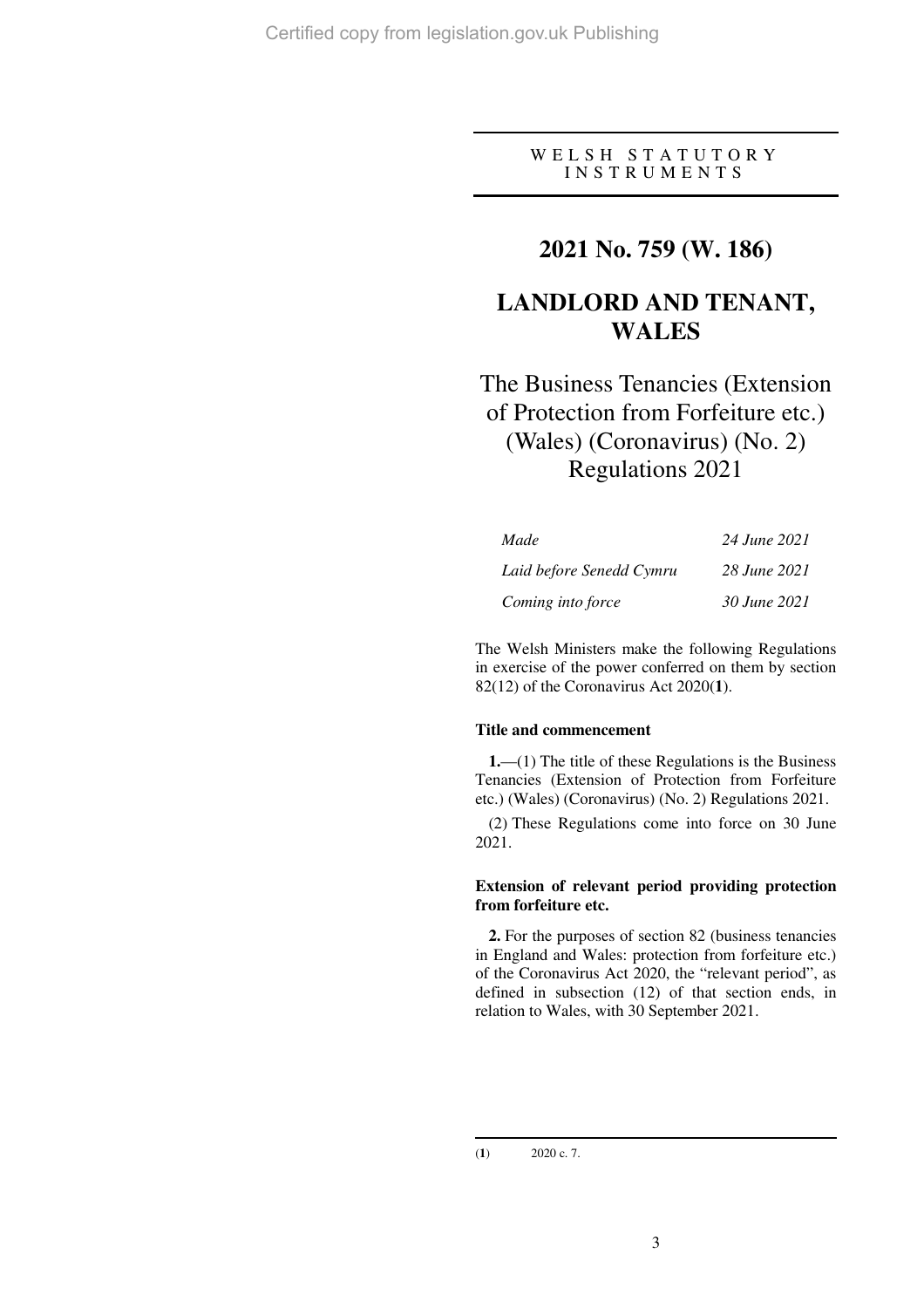WELSH STATUTORY INSTRUMENTS

# 2021 No. 759 (W. 186)

# LANDLORD AND TENANT, WALES

## The Business Tenancies (Extension of Protection from Forfeiture etc.) (Wales) (Coronavirus) (No. 2) Regulations 2021

| | |
|---|---|
| *Made* | *24 June 2021* |
| *Laid before Senedd Cymru* | *28 June 2021* |
| *Coming into force* | *30 June 2021* |

The Welsh Ministers make the following Regulations in exercise of the power conferred on them by section 82(12) of the Coronavirus Act 2020([1]).

**Title and commencement**

**1.**—(1) The title of these Regulations is the Business Tenancies (Extension of Protection from Forfeiture etc.) (Wales) (Coronavirus) (No. 2) Regulations 2021.

(2) These Regulations come into force on 30 June 2021.

**Extension of relevant period providing protection from forfeiture etc.**

**2.** For the purposes of section 82 (business tenancies in England and Wales: protection from forfeiture etc.) of the Coronavirus Act 2020, the "relevant period", as defined in subsection (12) of that section ends, in relation to Wales, with 30 September 2021.

---

([1]) 2020 c. 7.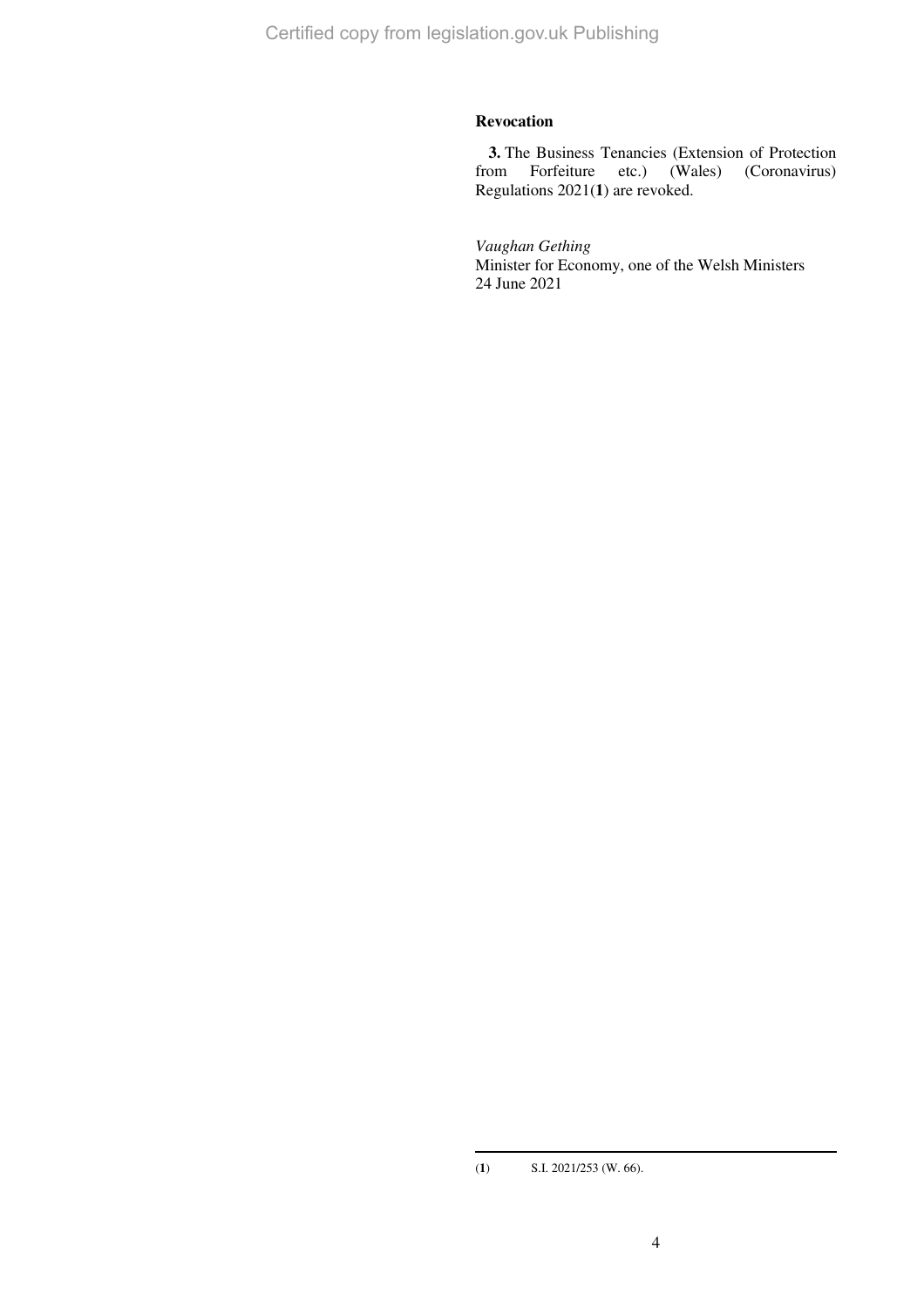**Revocation**

**3.** The Business Tenancies (Extension of Protection from Forfeiture etc.) (Wales) (Coronavirus) Regulations 2021([1]) are revoked.

*Vaughan Gething*
Minister for Economy, one of the Welsh Ministers
24 June 2021

---

([1]) S.I. 2021/253 (W. 66).